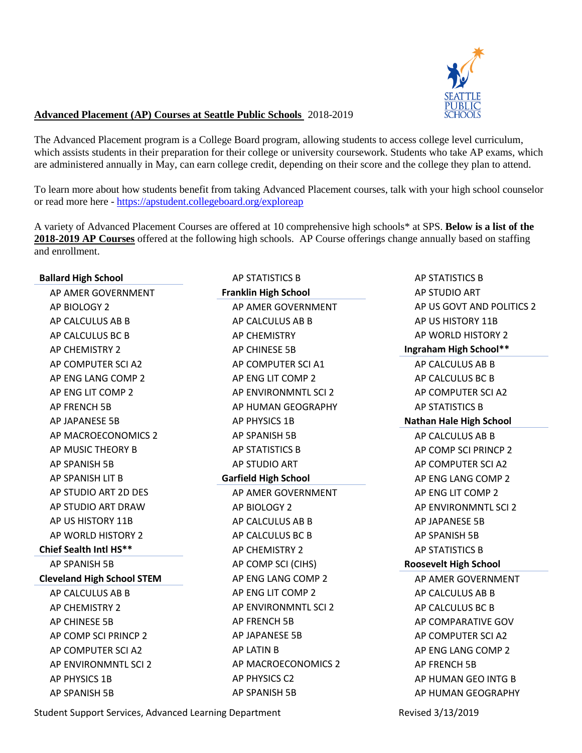**Advanced Placement (AP) Courses at Seattle Public Schools** 2018-2019

The Advanced Placement program is a College Board program, allowing students to access college level curriculum, which assists students in their preparation for their college or university coursework. Students who take AP exams, which are administered annually in May, can earn college credit, depending on their score and the college they plan to attend.

To learn more about how students benefit from taking Advanced Placement courses, talk with your high school counselor or read more here - https://apstudent.collegeboard.org/exploreap

A variety of Advanced Placement Courses are offered at 10 comprehensive high schools* at SPS. **Below is a list of the 2018-2019 AP Courses** offered at the following high schools. AP Course offerings change annually based on staffing and enrollment.

**Ballard High School**

- AP AMER GOVERNMENT
- AP BIOLOGY 2
- AP CALCULUS AB B
- AP CALCULUS BC B
- AP CHEMISTRY 2
- AP COMPUTER SCI A2
- AP ENG LANG COMP 2
- AP ENG LIT COMP 2
- AP FRENCH 5B
- AP JAPANESE 5B
- AP MACROECONOMICS 2
- AP MUSIC THEORY B
- AP SPANISH 5B
- AP SPANISH LIT B
- AP STUDIO ART 2D DES
- AP STUDIO ART DRAW
- AP US HISTORY 11B
- AP WORLD HISTORY 2

**Chief Sealth Intl HS****

- AP SPANISH 5B

**Cleveland High School STEM**

- AP CALCULUS AB B
- AP CHEMISTRY 2
- AP CHINESE 5B
- AP COMP SCI PRINCP 2
- AP COMPUTER SCI A2
- AP ENVIRONMNTL SCI 2
- AP PHYSICS 1B
- AP SPANISH 5B
- AP STATISTICS B

**Franklin High School**

- AP AMER GOVERNMENT
- AP CALCULUS AB B
- AP CHEMISTRY
- AP CHINESE 5B
- AP COMPUTER SCI A1
- AP ENG LIT COMP 2
- AP ENVIRONMNTL SCI 2
- AP HUMAN GEOGRAPHY
- AP PHYSICS 1B
- AP SPANISH 5B
- AP STATISTICS B
- AP STUDIO ART

**Garfield High School**

- AP AMER GOVERNMENT
- AP BIOLOGY 2
- AP CALCULUS AB B
- AP CALCULUS BC B
- AP CHEMISTRY 2
- AP COMP SCI (CIHS)
- AP ENG LANG COMP 2
- AP ENG LIT COMP 2
- AP ENVIRONMNTL SCI 2
- AP FRENCH 5B
- AP JAPANESE 5B
- AP LATIN B
- AP MACROECONOMICS 2
- AP PHYSICS C2
- AP SPANISH 5B
- AP STATISTICS B
- AP STUDIO ART
- AP US GOVT AND POLITICS 2
- AP US HISTORY 11B
- AP WORLD HISTORY 2

**Ingraham High School****

- AP CALCULUS AB B
- AP CALCULUS BC B
- AP COMPUTER SCI A2
- AP STATISTICS B

**Nathan Hale High School**

- AP CALCULUS AB B
- AP COMP SCI PRINCP 2
- AP COMPUTER SCI A2
- AP ENG LANG COMP 2
- AP ENG LIT COMP 2
- AP ENVIRONMNTL SCI 2
- AP JAPANESE 5B
- AP SPANISH 5B
- AP STATISTICS B

**Roosevelt High School**

- AP AMER GOVERNMENT
- AP CALCULUS AB B
- AP CALCULUS BC B
- AP COMPARATIVE GOV
- AP COMPUTER SCI A2
- AP ENG LANG COMP 2
- AP FRENCH 5B
- AP HUMAN GEO INTG B
- AP HUMAN GEOGRAPHY

Student Support Services, Advanced Learning Department — Revised 3/13/2019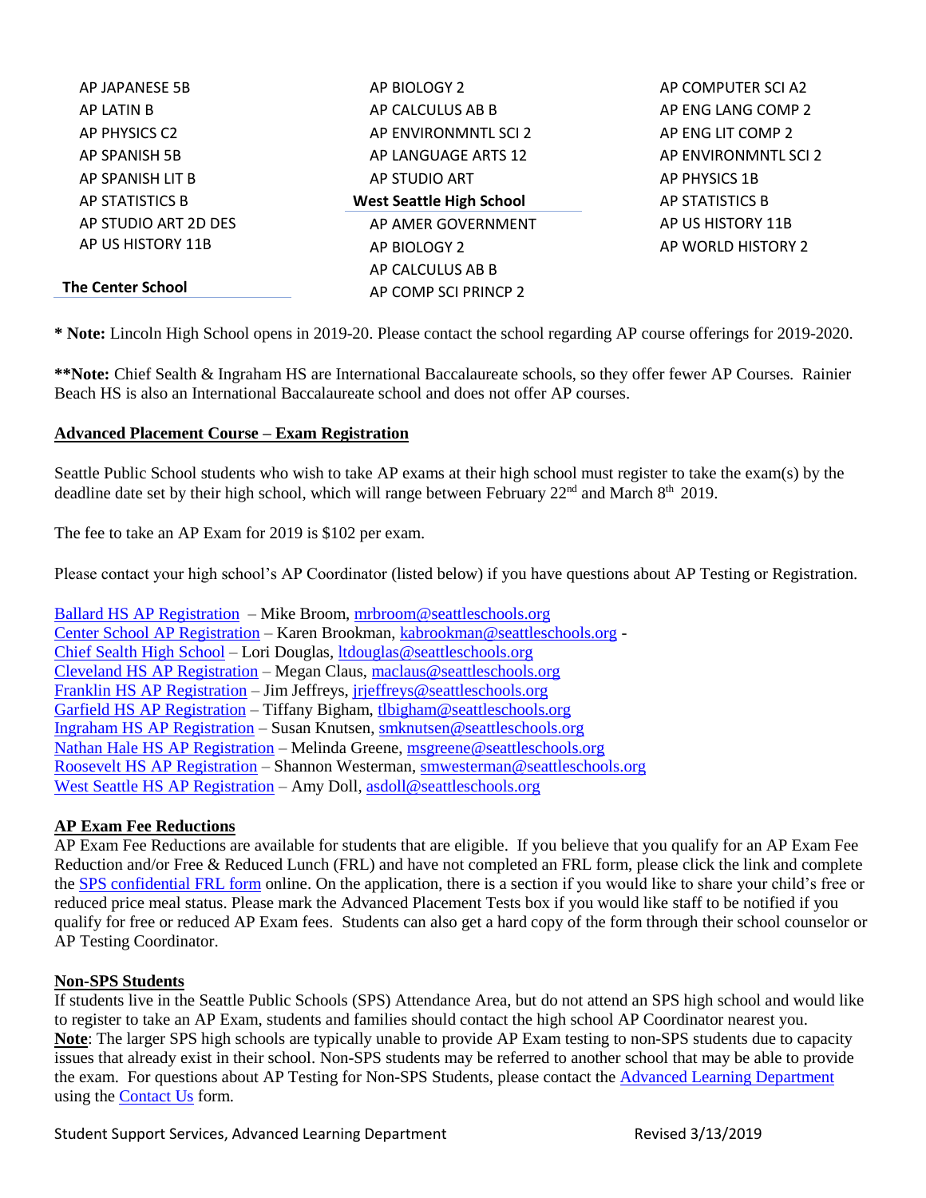AP JAPANESE 5B
AP LATIN B
AP PHYSICS C2
AP SPANISH 5B
AP SPANISH LIT B
AP STATISTICS B
AP STUDIO ART 2D DES
AP US HISTORY 11B

**The Center School**

AP BIOLOGY 2
AP CALCULUS AB B
AP ENVIRONMNTL SCI 2
AP LANGUAGE ARTS 12
AP STUDIO ART

**West Seattle High School**

AP AMER GOVERNMENT
AP BIOLOGY 2
AP CALCULUS AB B
AP COMP SCI PRINCP 2
AP COMPUTER SCI A2
AP ENG LANG COMP 2
AP ENG LIT COMP 2
AP ENVIRONMNTL SCI 2
AP PHYSICS 1B
AP STATISTICS B
AP US HISTORY 11B
AP WORLD HISTORY 2

**\* Note:** Lincoln High School opens in 2019-20. Please contact the school regarding AP course offerings for 2019-2020.

**\*\*Note:** Chief Sealth & Ingraham HS are International Baccalaureate schools, so they offer fewer AP Courses. Rainier Beach HS is also an International Baccalaureate school and does not offer AP courses.

## Advanced Placement Course – Exam Registration

Seattle Public School students who wish to take AP exams at their high school must register to take the exam(s) by the deadline date set by their high school, which will range between February 22nd and March 8th 2019.

The fee to take an AP Exam for 2019 is $102 per exam.

Please contact your high school's AP Coordinator (listed below) if you have questions about AP Testing or Registration.

Ballard HS AP Registration – Mike Broom, mrbroom@seattleschools.org
Center School AP Registration – Karen Brookman, kabrookman@seattleschools.org -
Chief Sealth High School – Lori Douglas, ltdouglas@seattleschools.org
Cleveland HS AP Registration – Megan Claus, maclaus@seattleschools.org
Franklin HS AP Registration – Jim Jeffreys, jrjeffreys@seattleschools.org
Garfield HS AP Registration – Tiffany Bigham, tlbigham@seattleschools.org
Ingraham HS AP Registration – Susan Knutsen, smknutsen@seattleschools.org
Nathan Hale HS AP Registration – Melinda Greene, msgreene@seattleschools.org
Roosevelt HS AP Registration – Shannon Westerman, smwesterman@seattleschools.org
West Seattle HS AP Registration – Amy Doll, asdoll@seattleschools.org

## AP Exam Fee Reductions

AP Exam Fee Reductions are available for students that are eligible. If you believe that you qualify for an AP Exam Fee Reduction and/or Free & Reduced Lunch (FRL) and have not completed an FRL form, please click the link and complete the SPS confidential FRL form online. On the application, there is a section if you would like to share your child's free or reduced price meal status. Please mark the Advanced Placement Tests box if you would like staff to be notified if you qualify for free or reduced AP Exam fees. Students can also get a hard copy of the form through their school counselor or AP Testing Coordinator.

## Non-SPS Students

If students live in the Seattle Public Schools (SPS) Attendance Area, but do not attend an SPS high school and would like to register to take an AP Exam, students and families should contact the high school AP Coordinator nearest you.
**Note**: The larger SPS high schools are typically unable to provide AP Exam testing to non-SPS students due to capacity issues that already exist in their school. Non-SPS students may be referred to another school that may be able to provide the exam. For questions about AP Testing for Non-SPS Students, please contact the Advanced Learning Department using the Contact Us form.

Student Support Services, Advanced Learning Department    Revised 3/13/2019